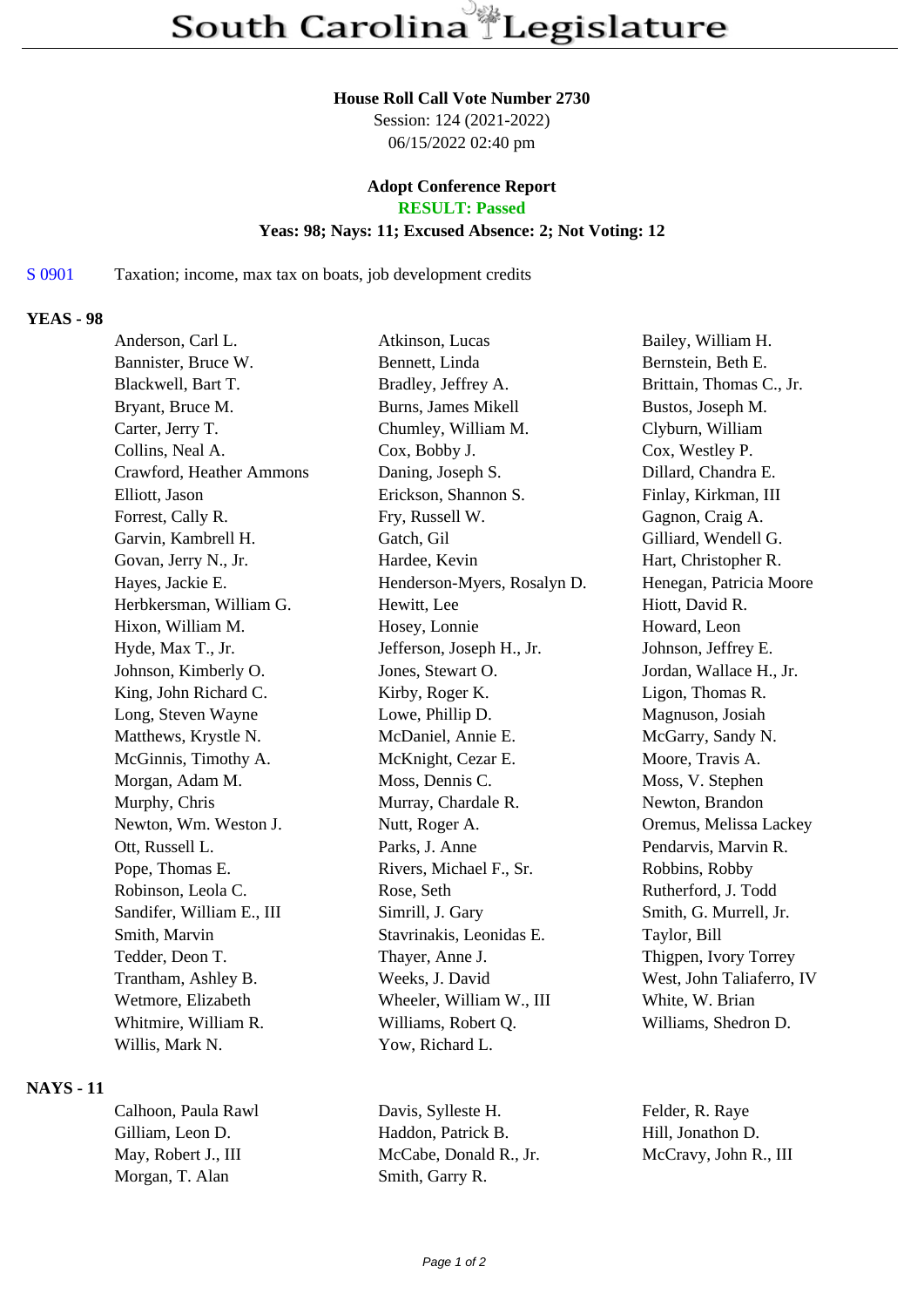# South Carolina Legislature

**House Roll Call Vote Number 2730**
Session: 124 (2021-2022)
06/15/2022 02:40 pm

**Adopt Conference Report**
**RESULT: Passed**
**Yeas: 98; Nays: 11; Excused Absence: 2; Not Voting: 12**

S 0901 Taxation; income, max tax on boats, job development credits

## YEAS - 98

| | | |
|---|---|---|
| Anderson, Carl L. | Atkinson, Lucas | Bailey, William H. |
| Bannister, Bruce W. | Bennett, Linda | Bernstein, Beth E. |
| Blackwell, Bart T. | Bradley, Jeffrey A. | Brittain, Thomas C., Jr. |
| Bryant, Bruce M. | Burns, James Mikell | Bustos, Joseph M. |
| Carter, Jerry T. | Chumley, William M. | Clyburn, William |
| Collins, Neal A. | Cox, Bobby J. | Cox, Westley P. |
| Crawford, Heather Ammons | Daning, Joseph S. | Dillard, Chandra E. |
| Elliott, Jason | Erickson, Shannon S. | Finlay, Kirkman, III |
| Forrest, Cally R. | Fry, Russell W. | Gagnon, Craig A. |
| Garvin, Kambrell H. | Gatch, Gil | Gilliard, Wendell G. |
| Govan, Jerry N., Jr. | Hardee, Kevin | Hart, Christopher R. |
| Hayes, Jackie E. | Henderson-Myers, Rosalyn D. | Henegan, Patricia Moore |
| Herbkersman, William G. | Hewitt, Lee | Hiott, David R. |
| Hixon, William M. | Hosey, Lonnie | Howard, Leon |
| Hyde, Max T., Jr. | Jefferson, Joseph H., Jr. | Johnson, Jeffrey E. |
| Johnson, Kimberly O. | Jones, Stewart O. | Jordan, Wallace H., Jr. |
| King, John Richard C. | Kirby, Roger K. | Ligon, Thomas R. |
| Long, Steven Wayne | Lowe, Phillip D. | Magnuson, Josiah |
| Matthews, Krystle N. | McDaniel, Annie E. | McGarry, Sandy N. |
| McGinnis, Timothy A. | McKnight, Cezar E. | Moore, Travis A. |
| Morgan, Adam M. | Moss, Dennis C. | Moss, V. Stephen |
| Murphy, Chris | Murray, Chardale R. | Newton, Brandon |
| Newton, Wm. Weston J. | Nutt, Roger A. | Oremus, Melissa Lackey |
| Ott, Russell L. | Parks, J. Anne | Pendarvis, Marvin R. |
| Pope, Thomas E. | Rivers, Michael F., Sr. | Robbins, Robby |
| Robinson, Leola C. | Rose, Seth | Rutherford, J. Todd |
| Sandifer, William E., III | Simrill, J. Gary | Smith, G. Murrell, Jr. |
| Smith, Marvin | Stavrinakis, Leonidas E. | Taylor, Bill |
| Tedder, Deon T. | Thayer, Anne J. | Thigpen, Ivory Torrey |
| Trantham, Ashley B. | Weeks, J. David | West, John Taliaferro, IV |
| Wetmore, Elizabeth | Wheeler, William W., III | White, W. Brian |
| Whitmire, William R. | Williams, Robert Q. | Williams, Shedron D. |
| Willis, Mark N. | Yow, Richard L. | |

## NAYS - 11

| | | |
|---|---|---|
| Calhoon, Paula Rawl | Davis, Sylleste H. | Felder, R. Raye |
| Gilliam, Leon D. | Haddon, Patrick B. | Hill, Jonathon D. |
| May, Robert J., III | McCabe, Donald R., Jr. | McCravy, John R., III |
| Morgan, T. Alan | Smith, Garry R. | |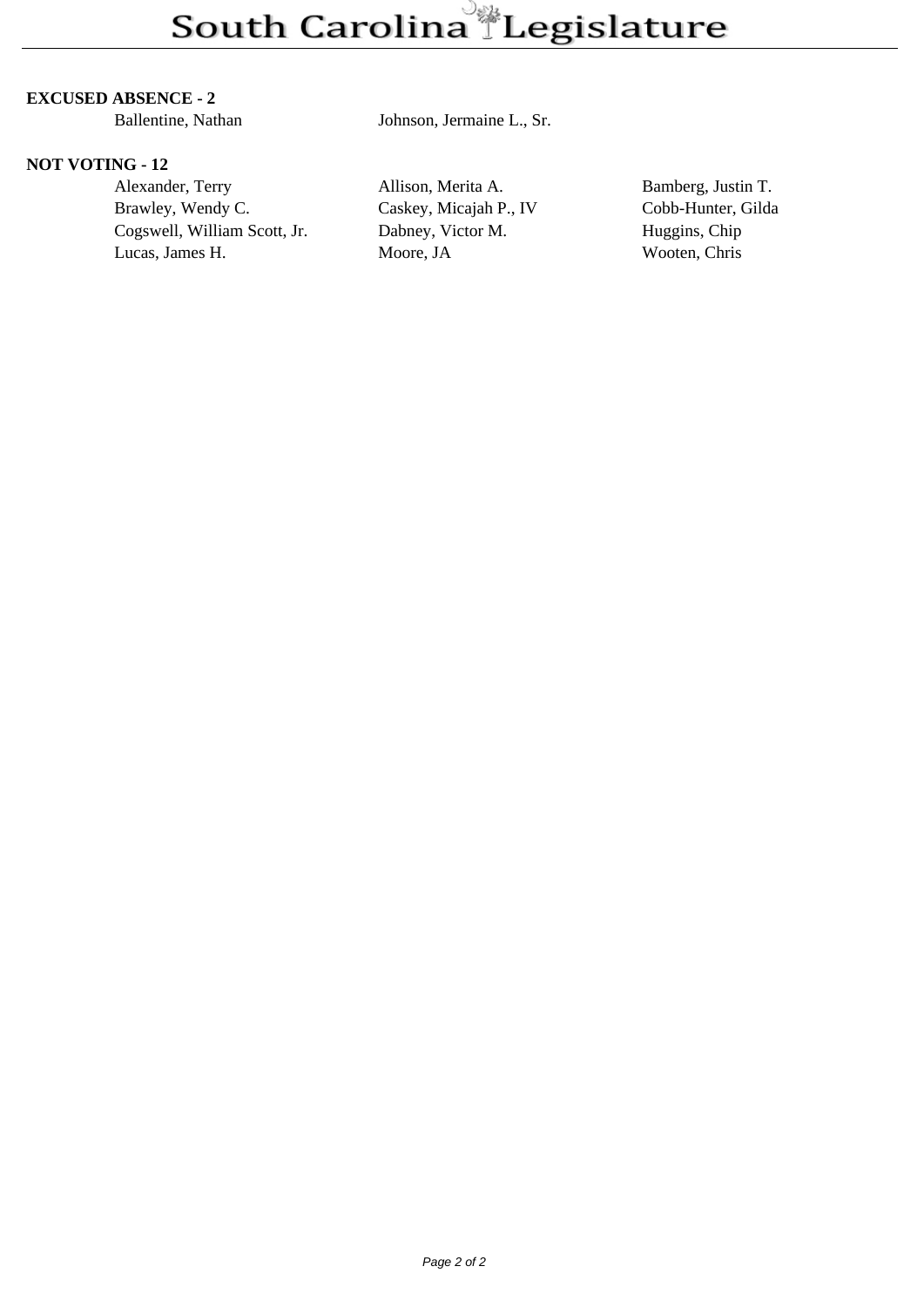**EXCUSED ABSENCE - 2**

| | |
|---|---|
| Ballentine, Nathan | Johnson, Jermaine L., Sr. |

**NOT VOTING - 12**

| | | |
|---|---|---|
| Alexander, Terry | Allison, Merita A. | Bamberg, Justin T. |
| Brawley, Wendy C. | Caskey, Micajah P., IV | Cobb-Hunter, Gilda |
| Cogswell, William Scott, Jr. | Dabney, Victor M. | Huggins, Chip |
| Lucas, James H. | Moore, JA | Wooten, Chris |